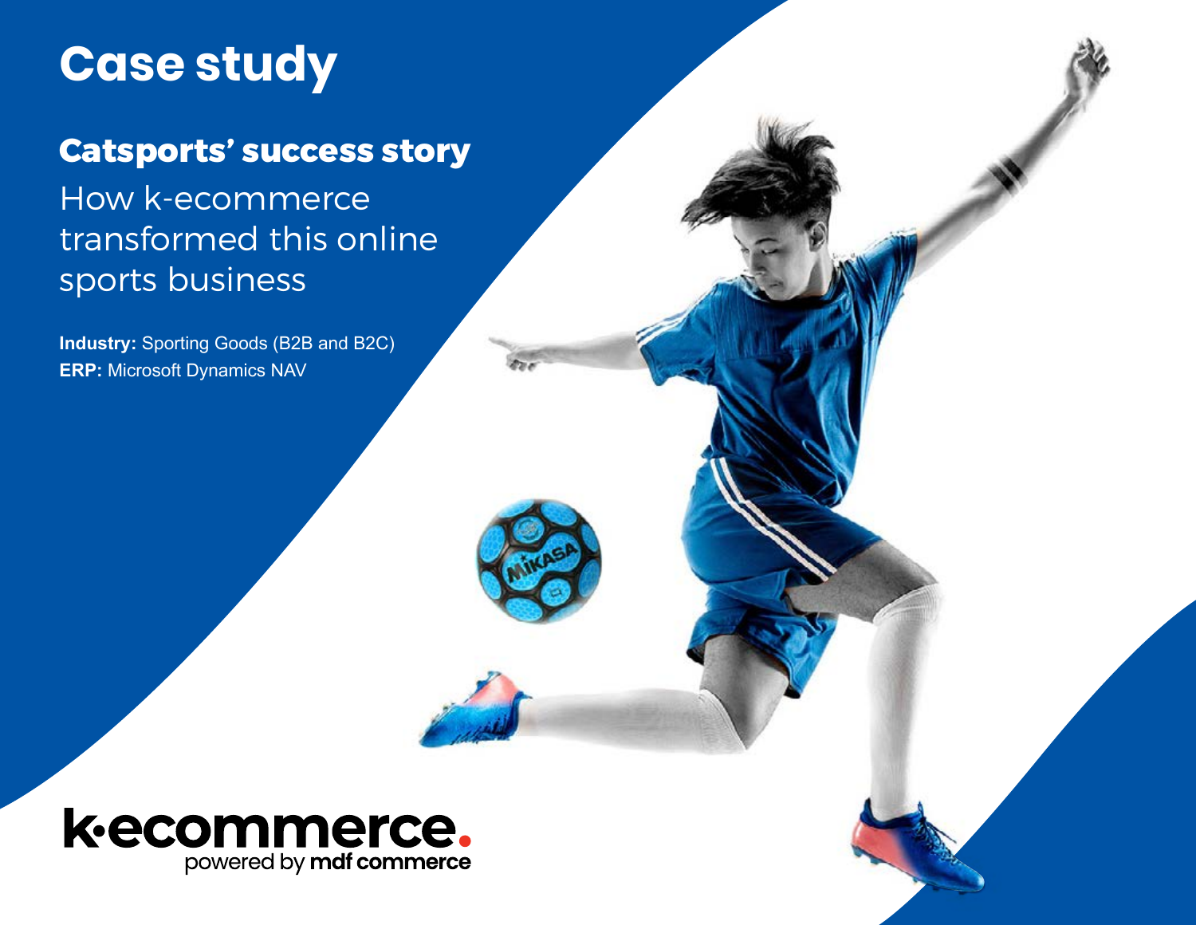# Case study

## Catsports' success story

How k-ecommerce transformed this online sports business

**Industry:** Sporting Goods (B2B and B2C)
**ERP:** Microsoft Dynamics NAV

k·ecommerce.
powered by **mdf commerce**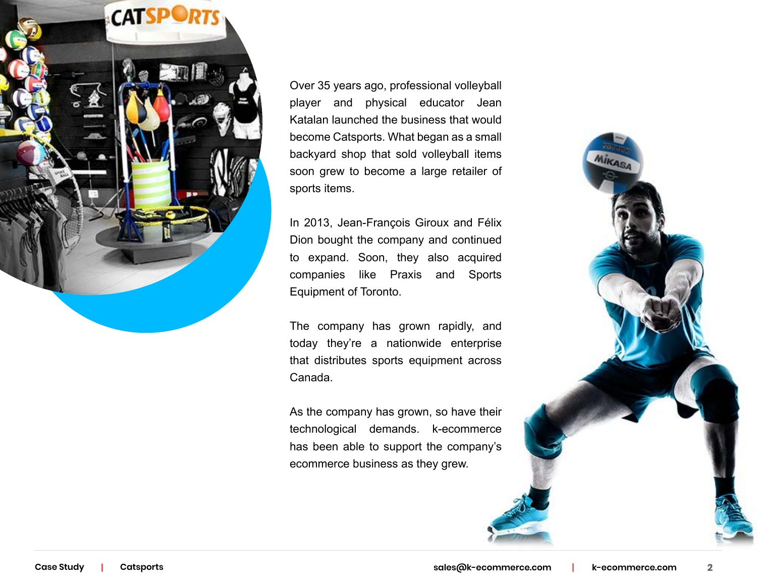Over 35 years ago, professional volleyball player and physical educator Jean Katalan launched the business that would become Catsports. What began as a small backyard shop that sold volleyball items soon grew to become a large retailer of sports items.

In 2013, Jean-François Giroux and Félix Dion bought the company and continued to expand. Soon, they also acquired companies like Praxis and Sports Equipment of Toronto.

The company has grown rapidly, and today they're a nationwide enterprise that distributes sports equipment across Canada.

As the company has grown, so have their technological demands. k-ecommerce has been able to support the company's ecommerce business as they grew.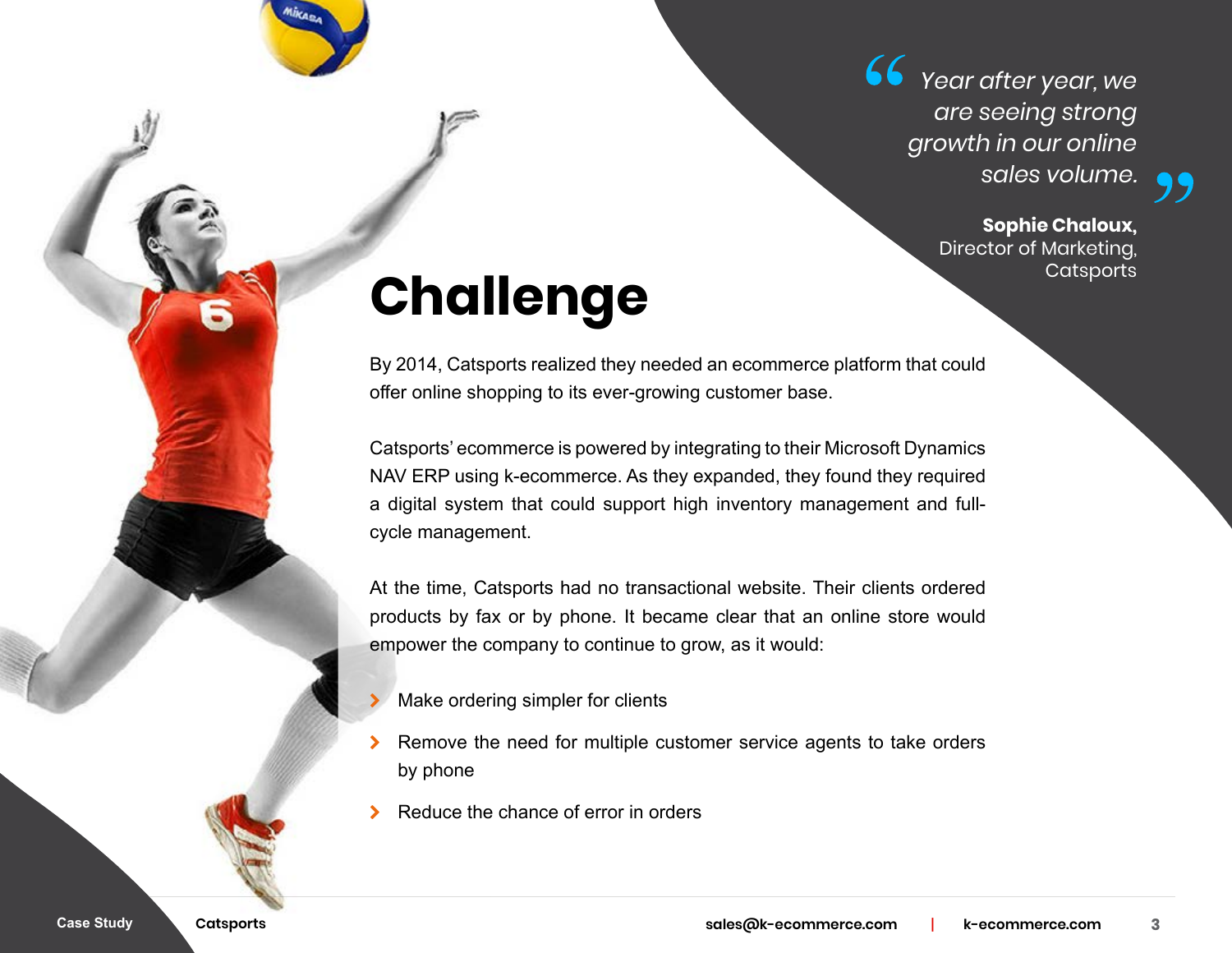> *Year after year, we are seeing strong growth in our online sales volume.*
>
> **Sophie Chaloux,**
> Director of Marketing,
> Catsports

# Challenge

By 2014, Catsports realized they needed an ecommerce platform that could offer online shopping to its ever-growing customer base.

Catsports' ecommerce is powered by integrating to their Microsoft Dynamics NAV ERP using k-ecommerce. As they expanded, they found they required a digital system that could support high inventory management and full-cycle management.

At the time, Catsports had no transactional website. Their clients ordered products by fax or by phone. It became clear that an online store would empower the company to continue to grow, as it would:

- Make ordering simpler for clients
- Remove the need for multiple customer service agents to take orders by phone
- Reduce the chance of error in orders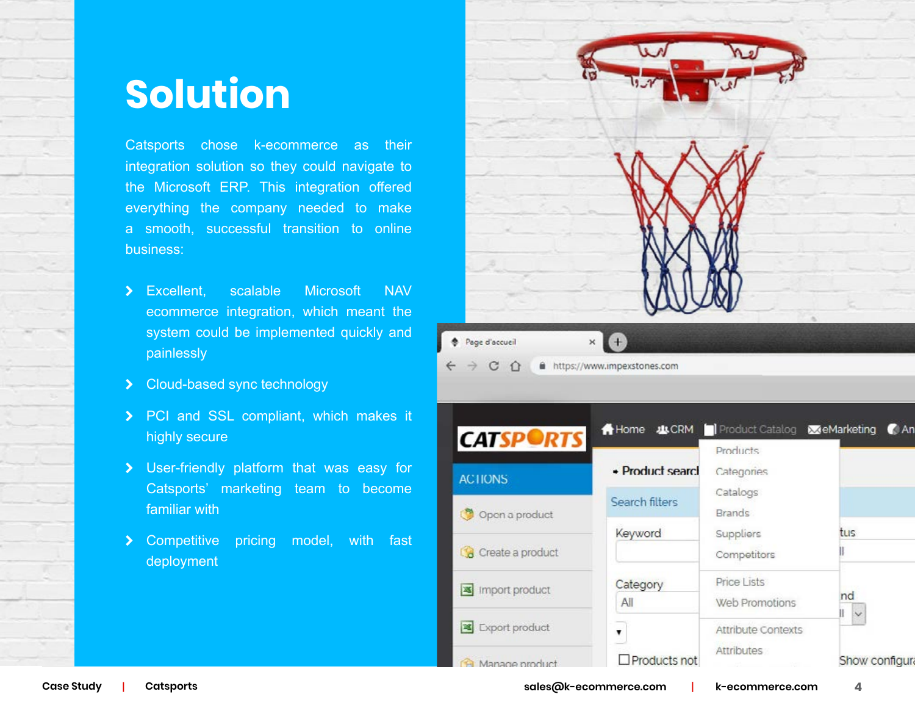# Solution

Catsports chose k-ecommerce as their integration solution so they could navigate to the Microsoft ERP. This integration offered everything the company needed to make a smooth, successful transition to online business:

- Excellent, scalable Microsoft NAV ecommerce integration, which meant the system could be implemented quickly and painlessly
- Cloud-based sync technology
- PCI and SSL compliant, which makes it highly secure
- User-friendly platform that was easy for Catsports' marketing team to become familiar with
- Competitive pricing model, with fast deployment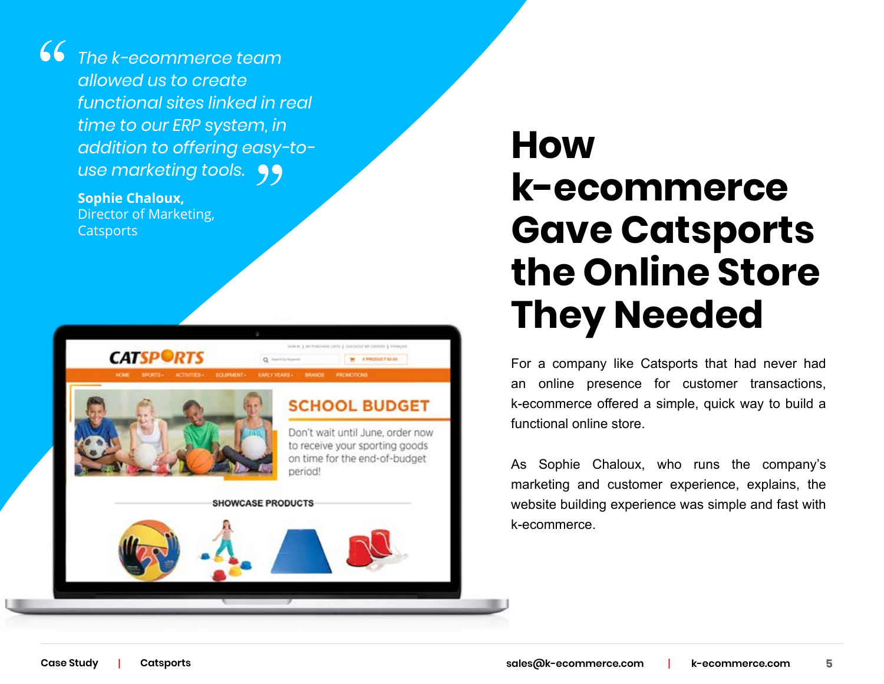> *The k-ecommerce team allowed us to create functional sites linked in real time to our ERP system, in addition to offering easy-to-use marketing tools.*
>
> **Sophie Chaloux,**
> Director of Marketing,
> Catsports

# How k-ecommerce Gave Catsports the Online Store They Needed

For a company like Catsports that had never had an online presence for customer transactions, k-ecommerce offered a simple, quick way to build a functional online store.

As Sophie Chaloux, who runs the company's marketing and customer experience, explains, the website building experience was simple and fast with k-ecommerce.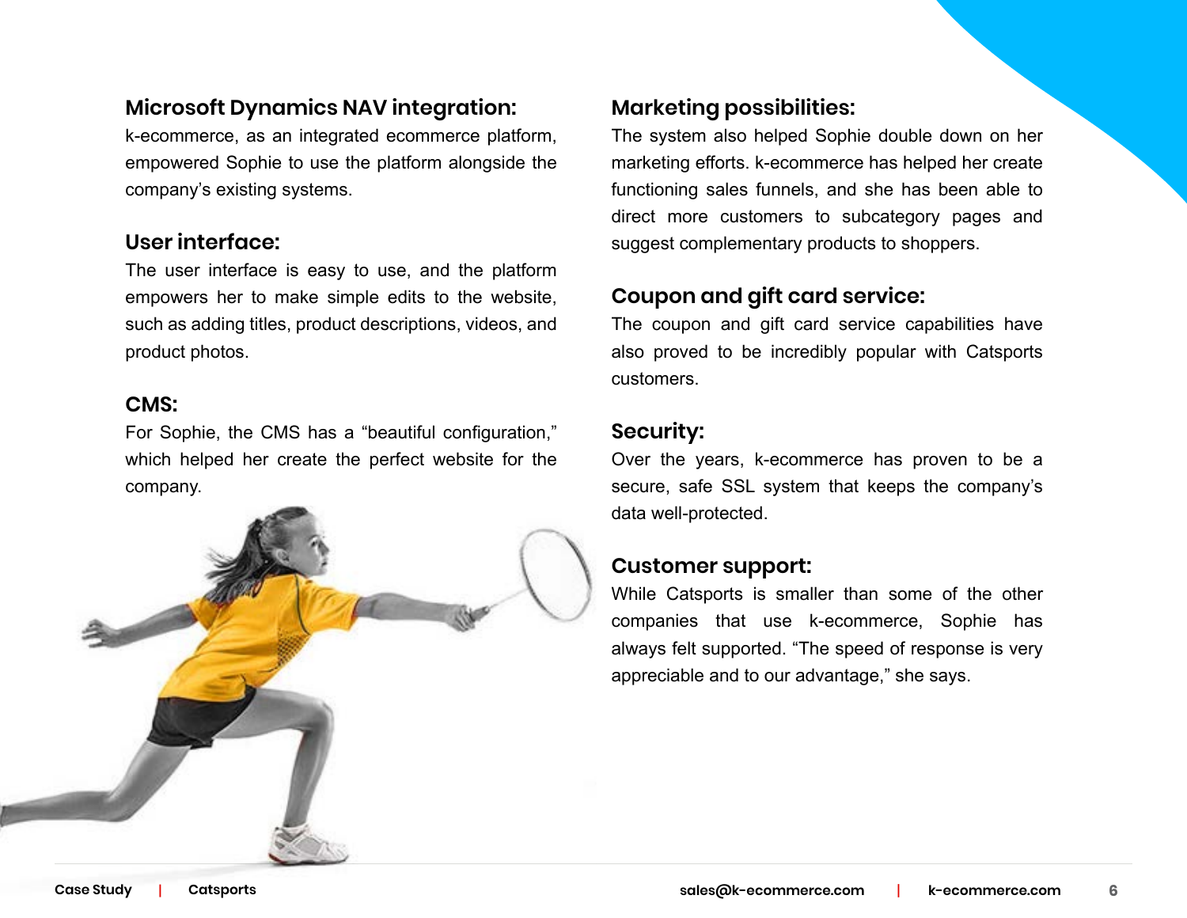### Microsoft Dynamics NAV integration:

k-ecommerce, as an integrated ecommerce platform, empowered Sophie to use the platform alongside the company's existing systems.

### User interface:

The user interface is easy to use, and the platform empowers her to make simple edits to the website, such as adding titles, product descriptions, videos, and product photos.

### CMS:

For Sophie, the CMS has a "beautiful configuration," which helped her create the perfect website for the company.

### Marketing possibilities:

The system also helped Sophie double down on her marketing efforts. k-ecommerce has helped her create functioning sales funnels, and she has been able to direct more customers to subcategory pages and suggest complementary products to shoppers.

### Coupon and gift card service:

The coupon and gift card service capabilities have also proved to be incredibly popular with Catsports customers.

### Security:

Over the years, k-ecommerce has proven to be a secure, safe SSL system that keeps the company's data well-protected.

### Customer support:

While Catsports is smaller than some of the other companies that use k-ecommerce, Sophie has always felt supported. "The speed of response is very appreciable and to our advantage," she says.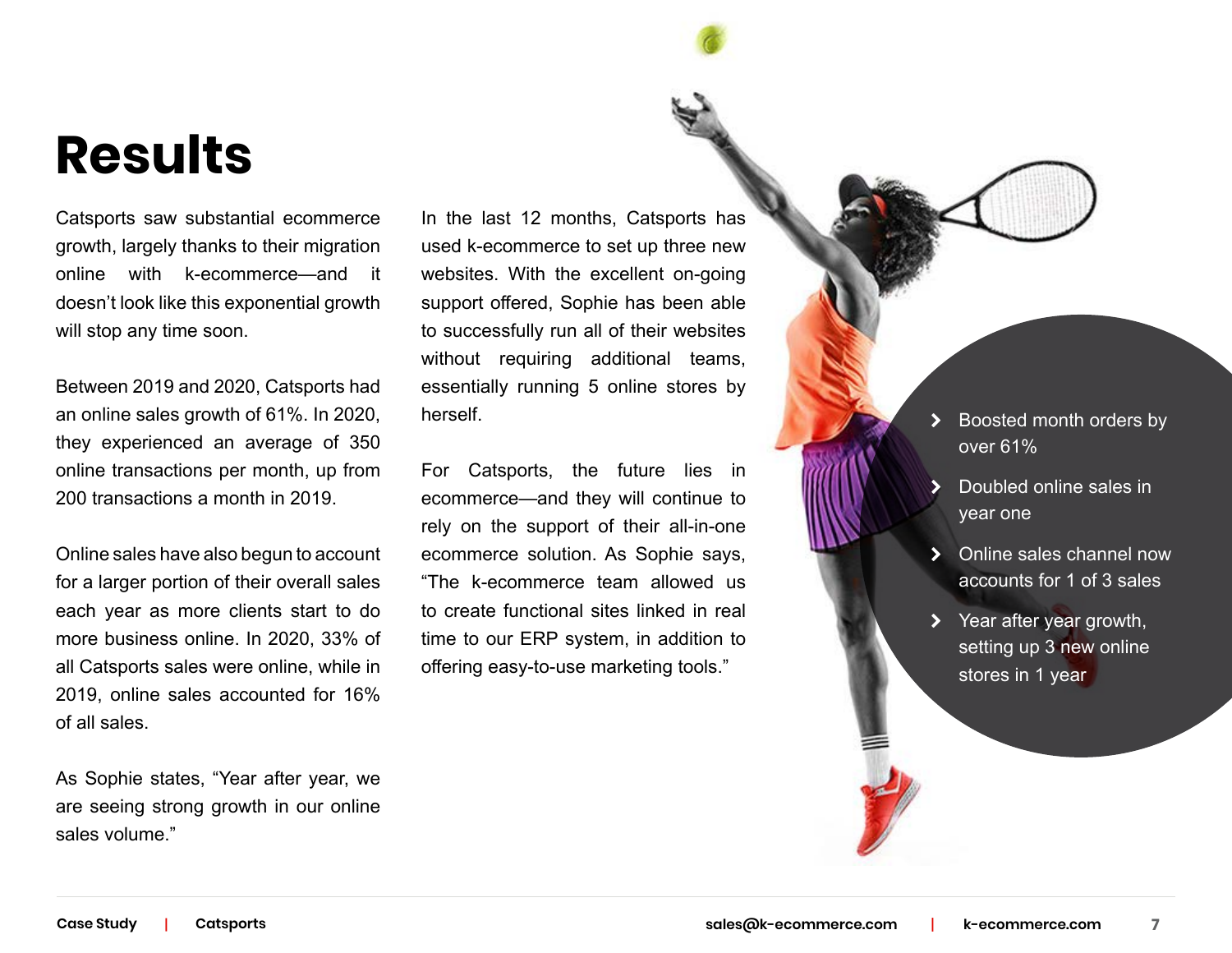# Results

Catsports saw substantial ecommerce growth, largely thanks to their migration online with k-ecommerce—and it doesn't look like this exponential growth will stop any time soon.

Between 2019 and 2020, Catsports had an online sales growth of 61%. In 2020, they experienced an average of 350 online transactions per month, up from 200 transactions a month in 2019.

Online sales have also begun to account for a larger portion of their overall sales each year as more clients start to do more business online. In 2020, 33% of all Catsports sales were online, while in 2019, online sales accounted for 16% of all sales.

As Sophie states, "Year after year, we are seeing strong growth in our online sales volume."

In the last 12 months, Catsports has used k-ecommerce to set up three new websites. With the excellent on-going support offered, Sophie has been able to successfully run all of their websites without requiring additional teams, essentially running 5 online stores by herself.

For Catsports, the future lies in ecommerce—and they will continue to rely on the support of their all-in-one ecommerce solution. As Sophie says, "The k-ecommerce team allowed us to create functional sites linked in real time to our ERP system, in addition to offering easy-to-use marketing tools."

- Boosted month orders by over 61%
- Doubled online sales in year one
- Online sales channel now accounts for 1 of 3 sales
- Year after year growth, setting up 3 new online stores in 1 year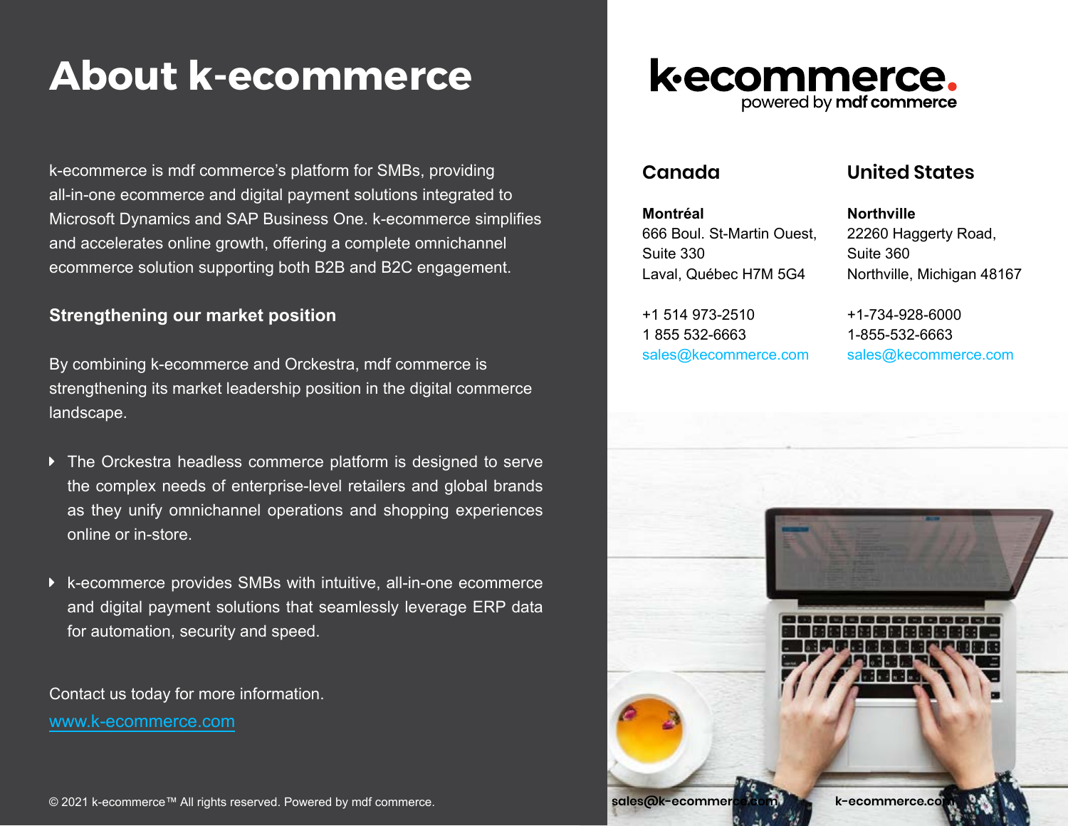# About k-ecommerce

k-ecommerce is mdf commerce's platform for SMBs, providing all-in-one ecommerce and digital payment solutions integrated to Microsoft Dynamics and SAP Business One. k-ecommerce simplifies and accelerates online growth, offering a complete omnichannel ecommerce solution supporting both B2B and B2C engagement.

### Strengthening our market position

By combining k-ecommerce and Orckestra, mdf commerce is strengthening its market leadership position in the digital commerce landscape.

- The Orckestra headless commerce platform is designed to serve the complex needs of enterprise-level retailers and global brands as they unify omnichannel operations and shopping experiences online or in-store.
- k-ecommerce provides SMBs with intuitive, all-in-one ecommerce and digital payment solutions that seamlessly leverage ERP data for automation, security and speed.

Contact us today for more information.
[www.k-ecommerce.com](http://www.k-ecommerce.com)

© 2021 k-ecommerce™ All rights reserved. Powered by mdf commerce.

k-ecommerce. powered by mdf commerce

## Canada

**Montréal**
666 Boul. St-Martin Ouest,
Suite 330
Laval, Québec H7M 5G4

+1 514 973-2510
1 855 532-6663
sales@kecommerce.com

## United States

**Northville**
22260 Haggerty Road,
Suite 360
Northville, Michigan 48167

+1-734-928-6000
1-855-532-6663
sales@kecommerce.com

sales@k-ecommerce.com k-ecommerce.com